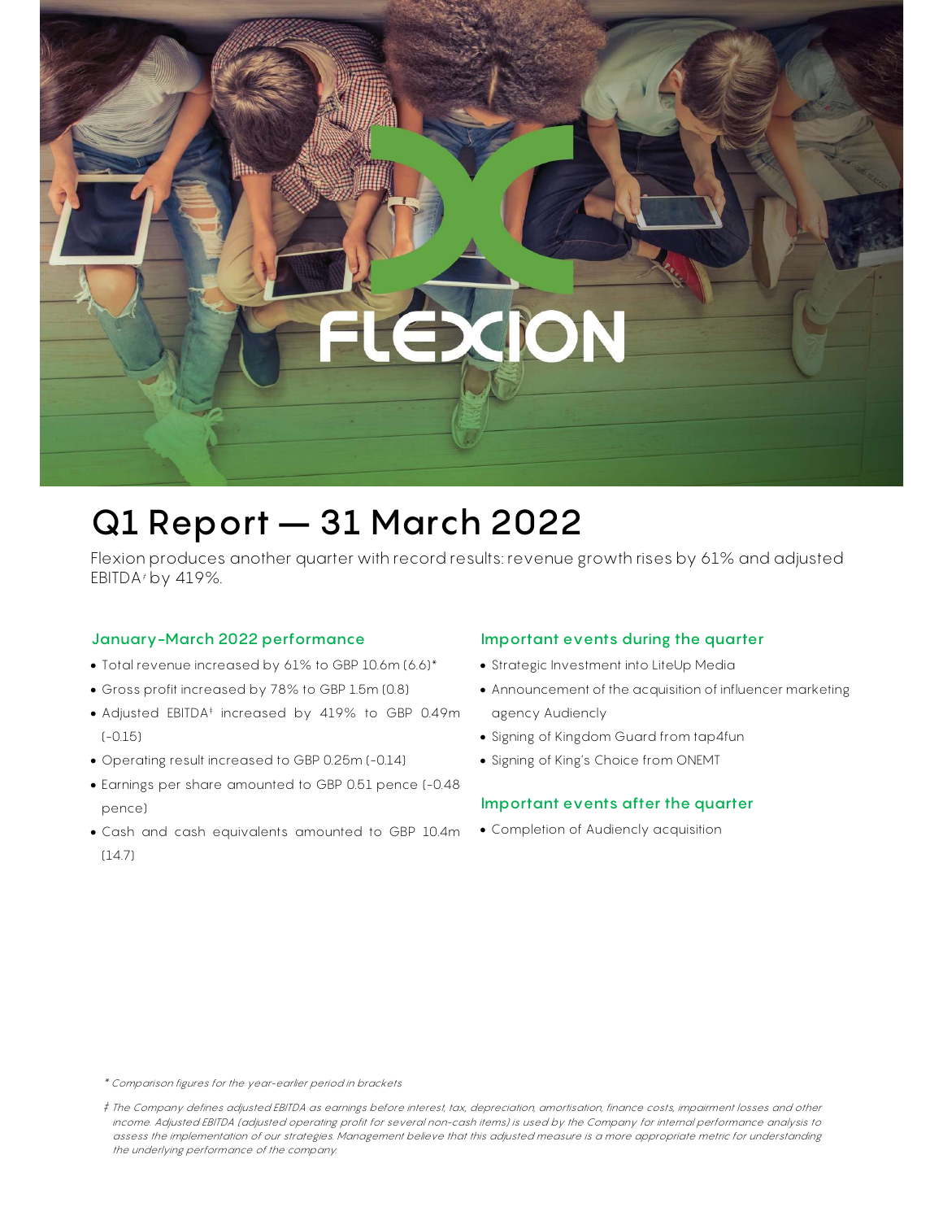# Q1 Report — 31 March 2022

Flexion produces another quarter with record results: revenue growth rises by 61% and adjusted EBITDA‡ by 419%.

## January-March 2022 performance

- Total revenue increased by 61% to GBP 10.6m (6.6)*
- Gross profit increased by 78% to GBP 1.5m (0.8)
- Adjusted EBITDA‡ increased by 419% to GBP 0.49m (-0.15)
- Operating result increased to GBP 0.25m (-0.14)
- Earnings per share amounted to GBP 0.51 pence (-0.48 pence)
- Cash and cash equivalents amounted to GBP 10.4m (14.7)

## Important events during the quarter

- Strategic Investment into LiteUp Media
- Announcement of the acquisition of influencer marketing agency Audiencly
- Signing of Kingdom Guard from tap4fun
- Signing of King's Choice from ONEMT

## Important events after the quarter

- Completion of Audiencly acquisition

*\* Comparison figures for the year-earlier period in brackets*

*‡ The Company defines adjusted EBITDA as earnings before interest, tax, depreciation, amortisation, finance costs, impairment losses and other income. Adjusted EBITDA (adjusted operating profit for several non-cash items) is used by the Company for internal performance analysis to assess the implementation of our strategies. Management believe that this adjusted measure is a more appropriate metric for understanding the underlying performance of the company.*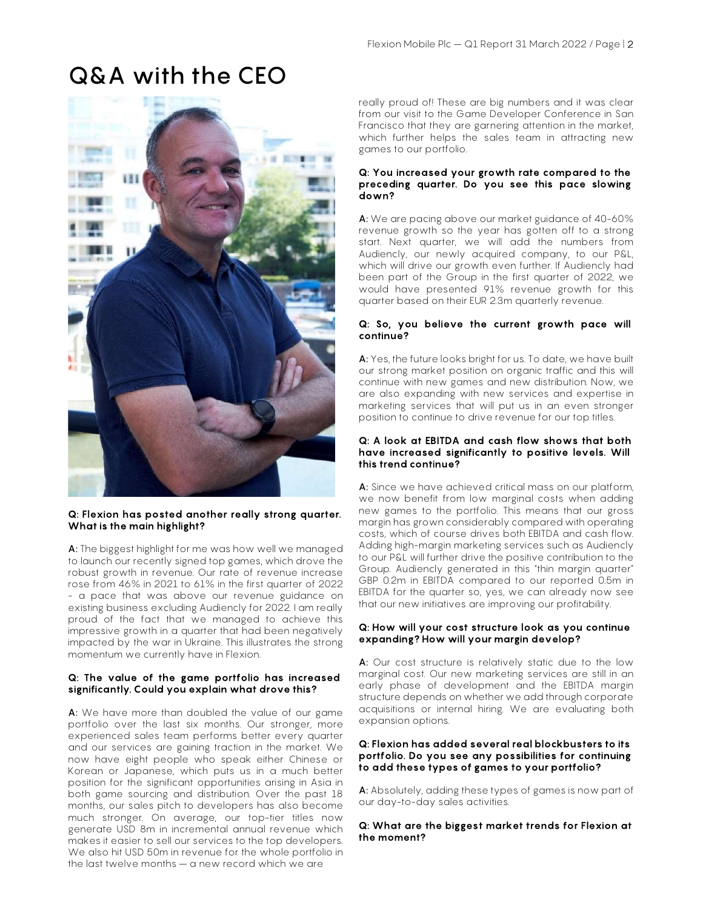# Q&A with the CEO

**Q: Flexion has posted another really strong quarter. What is the main highlight?**

**A:** The biggest highlight for me was how well we managed to launch our recently signed top games, which drove the robust growth in revenue. Our rate of revenue increase rose from 46% in 2021 to 61% in the first quarter of 2022 - a pace that was above our revenue guidance on existing business excluding Audiencly for 2022. I am really proud of the fact that we managed to achieve this impressive growth in a quarter that had been negatively impacted by the war in Ukraine. This illustrates the strong momentum we currently have in Flexion.

**Q: The value of the game portfolio has increased significantly. Could you explain what drove this?**

**A:** We have more than doubled the value of our game portfolio over the last six months. Our stronger, more experienced sales team performs better every quarter and our services are gaining traction in the market. We now have eight people who speak either Chinese or Korean or Japanese, which puts us in a much better position for the significant opportunities arising in Asia in both game sourcing and distribution. Over the past 18 months, our sales pitch to developers has also become much stronger. On average, our top-tier titles now generate USD 8m in incremental annual revenue which makes it easier to sell our services to the top developers. We also hit USD 50m in revenue for the whole portfolio in the last twelve months — a new record which we are really proud of! These are big numbers and it was clear from our visit to the Game Developer Conference in San Francisco that they are garnering attention in the market, which further helps the sales team in attracting new games to our portfolio.

**Q: You increased your growth rate compared to the preceding quarter. Do you see this pace slowing down?**

**A:** We are pacing above our market guidance of 40-60% revenue growth so the year has gotten off to a strong start. Next quarter, we will add the numbers from Audiencly, our newly acquired company, to our P&L, which will drive our growth even further. If Audiencly had been part of the Group in the first quarter of 2022, we would have presented 91% revenue growth for this quarter based on their EUR 2.3m quarterly revenue.

**Q: So, you believe the current growth pace will continue?**

**A:** Yes, the future looks bright for us. To date, we have built our strong market position on organic traffic and this will continue with new games and new distribution. Now, we are also expanding with new services and expertise in marketing services that will put us in an even stronger position to continue to drive revenue for our top titles.

**Q: A look at EBITDA and cash flow shows that both have increased significantly to positive levels. Will this trend continue?**

**A:** Since we have achieved critical mass on our platform, we now benefit from low marginal costs when adding new games to the portfolio. This means that our gross margin has grown considerably compared with operating costs, which of course drives both EBITDA and cash flow. Adding high-margin marketing services such as Audiencly to our P&L will further drive the positive contribution to the Group. Audiencly generated in this "thin margin quarter" GBP 0.2m in EBITDA compared to our reported 0.5m in EBITDA for the quarter so, yes, we can already now see that our new initiatives are improving our profitability.

**Q: How will your cost structure look as you continue expanding? How will your margin develop?**

**A:** Our cost structure is relatively static due to the low marginal cost. Our new marketing services are still in an early phase of development and the EBITDA margin structure depends on whether we add through corporate acquisitions or internal hiring. We are evaluating both expansion options.

**Q: Flexion has added several real blockbusters to its portfolio. Do you see any possibilities for continuing to add these types of games to your portfolio?**

**A:** Absolutely, adding these types of games is now part of our day-to-day sales activities.

**Q: What are the biggest market trends for Flexion at the moment?**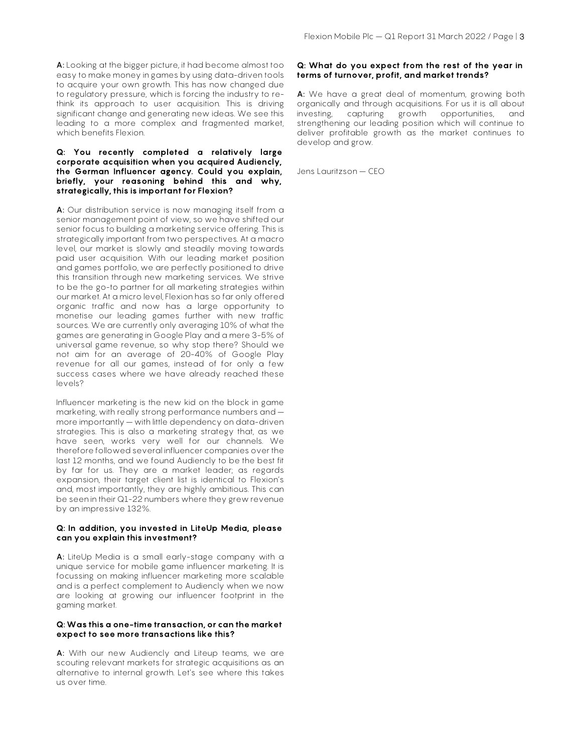**A:** Looking at the bigger picture, it had become almost too easy to make money in games by using data-driven tools to acquire your own growth. This has now changed due to regulatory pressure, which is forcing the industry to re-think its approach to user acquisition. This is driving significant change and generating new ideas. We see this leading to a more complex and fragmented market, which benefits Flexion.

**Q: You recently completed a relatively large corporate acquisition when you acquired Audiencly, the German Influencer agency. Could you explain, briefly, your reasoning behind this and why, strategically, this is important for Flexion?**

**A:** Our distribution service is now managing itself from a senior management point of view, so we have shifted our senior focus to building a marketing service offering. This is strategically important from two perspectives. At a macro level, our market is slowly and steadily moving towards paid user acquisition. With our leading market position and games portfolio, we are perfectly positioned to drive this transition through new marketing services. We strive to be the go-to partner for all marketing strategies within our market. At a micro level, Flexion has so far only offered organic traffic and now has a large opportunity to monetise our leading games further with new traffic sources. We are currently only averaging 10% of what the games are generating in Google Play and a mere 3-5% of universal game revenue, so why stop there? Should we not aim for an average of 20-40% of Google Play revenue for all our games, instead of for only a few success cases where we have already reached these levels?

Influencer marketing is the new kid on the block in game marketing, with really strong performance numbers and — more importantly — with little dependency on data-driven strategies. This is also a marketing strategy that, as we have seen, works very well for our channels. We therefore followed several influencer companies over the last 12 months, and we found Audiencly to be the best fit by far for us. They are a market leader; as regards expansion, their target client list is identical to Flexion's and, most importantly, they are highly ambitious. This can be seen in their Q1-22 numbers where they grew revenue by an impressive 132%.

**Q: In addition, you invested in LiteUp Media, please can you explain this investment?**

**A:** LiteUp Media is a small early-stage company with a unique service for mobile game influencer marketing. It is focussing on making influencer marketing more scalable and is a perfect complement to Audiencly when we now are looking at growing our influencer footprint in the gaming market.

**Q: Was this a one-time transaction, or can the market expect to see more transactions like this?**

**A:** With our new Audiencly and Liteup teams, we are scouting relevant markets for strategic acquisitions as an alternative to internal growth. Let's see where this takes us over time.

**Q: What do you expect from the rest of the year in terms of turnover, profit, and market trends?**

**A:** We have a great deal of momentum, growing both organically and through acquisitions. For us it is all about investing, capturing growth opportunities, and strengthening our leading position which will continue to deliver profitable growth as the market continues to develop and grow.

Jens Lauritzson — CEO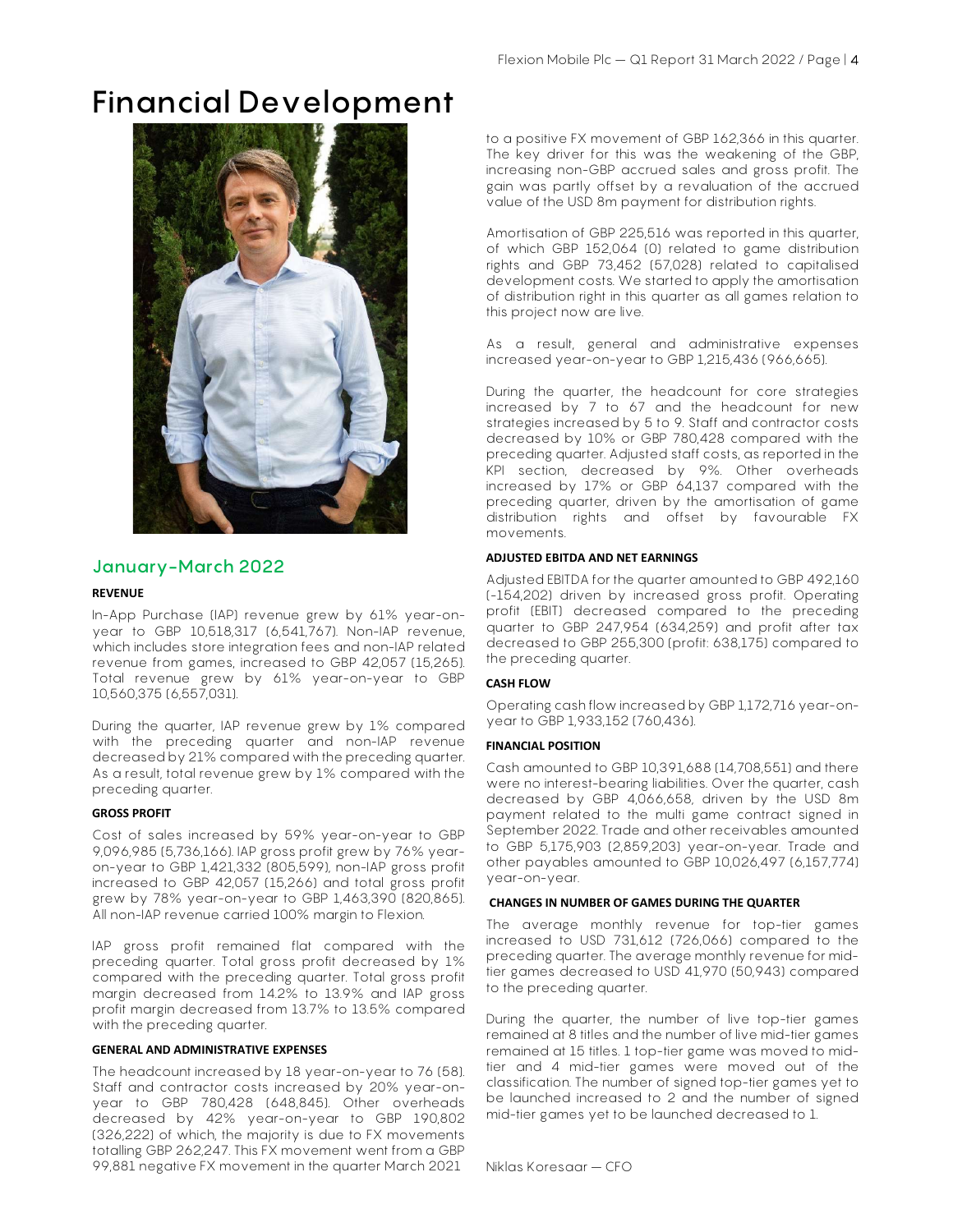# Financial Development

## January-March 2022

### REVENUE

In-App Purchase (IAP) revenue grew by 61% year-on-year to GBP 10,518,317 (6,541,767). Non-IAP revenue, which includes store integration fees and non-IAP related revenue from games, increased to GBP 42,057 (15,265). Total revenue grew by 61% year-on-year to GBP 10,560,375 (6,557,031).

During the quarter, IAP revenue grew by 1% compared with the preceding quarter and non-IAP revenue decreased by 21% compared with the preceding quarter. As a result, total revenue grew by 1% compared with the preceding quarter.

### GROSS PROFIT

Cost of sales increased by 59% year-on-year to GBP 9,096,985 (5,736,166). IAP gross profit grew by 76% year-on-year to GBP 1,421,332 (805,599), non-IAP gross profit increased to GBP 42,057 (15,266) and total gross profit grew by 78% year-on-year to GBP 1,463,390 (820,865). All non-IAP revenue carried 100% margin to Flexion.

IAP gross profit remained flat compared with the preceding quarter. Total gross profit decreased by 1% compared with the preceding quarter. Total gross profit margin decreased from 14.2% to 13.9% and IAP gross profit margin decreased from 13.7% to 13.5% compared with the preceding quarter.

### GENERAL AND ADMINISTRATIVE EXPENSES

The headcount increased by 18 year-on-year to 76 (58). Staff and contractor costs increased by 20% year-on-year to GBP 780,428 (648,845). Other overheads decreased by 42% year-on-year to GBP 190,802 (326,222) of which, the majority is due to FX movements totalling GBP 262,247. This FX movement went from a GBP 99,881 negative FX movement in the quarter March 2021 to a positive FX movement of GBP 162,366 in this quarter. The key driver for this was the weakening of the GBP, increasing non-GBP accrued sales and gross profit. The gain was partly offset by a revaluation of the accrued value of the USD 8m payment for distribution rights.

Amortisation of GBP 225,516 was reported in this quarter, of which GBP 152,064 (0) related to game distribution rights and GBP 73,452 (57,028) related to capitalised development costs. We started to apply the amortisation of distribution right in this quarter as all games relation to this project now are live.

As a result, general and administrative expenses increased year-on-year to GBP 1,215,436 (966,665).

During the quarter, the headcount for core strategies increased by 7 to 67 and the headcount for new strategies increased by 5 to 9. Staff and contractor costs decreased by 10% or GBP 780,428 compared with the preceding quarter. Adjusted staff costs, as reported in the KPI section, decreased by 9%. Other overheads increased by 17% or GBP 64,137 compared with the preceding quarter, driven by the amortisation of game distribution rights and offset by favourable FX movements.

### ADJUSTED EBITDA AND NET EARNINGS

Adjusted EBITDA for the quarter amounted to GBP 492,160 (-154,202) driven by increased gross profit. Operating profit (EBIT) decreased compared to the preceding quarter to GBP 247,954 (634,259) and profit after tax decreased to GBP 255,300 (profit: 638,175) compared to the preceding quarter.

### CASH FLOW

Operating cash flow increased by GBP 1,172,716 year-on-year to GBP 1,933,152 (760,436).

### FINANCIAL POSITION

Cash amounted to GBP 10,391,688 (14,708,551) and there were no interest-bearing liabilities. Over the quarter, cash decreased by GBP 4,066,658, driven by the USD 8m payment related to the multi game contract signed in September 2022. Trade and other receivables amounted to GBP 5,175,903 (2,859,203) year-on-year. Trade and other payables amounted to GBP 10,026,497 (6,157,774) year-on-year.

### CHANGES IN NUMBER OF GAMES DURING THE QUARTER

The average monthly revenue for top-tier games increased to USD 731,612 (726,066) compared to the preceding quarter. The average monthly revenue for mid-tier games decreased to USD 41,970 (50,943) compared to the preceding quarter.

During the quarter, the number of live top-tier games remained at 8 titles and the number of live mid-tier games remained at 15 titles. 1 top-tier game was moved to mid-tier and 4 mid-tier games were moved out of the classification. The number of signed top-tier games yet to be launched increased to 2 and the number of signed mid-tier games yet to be launched decreased to 1.

Niklas Koresaar — CFO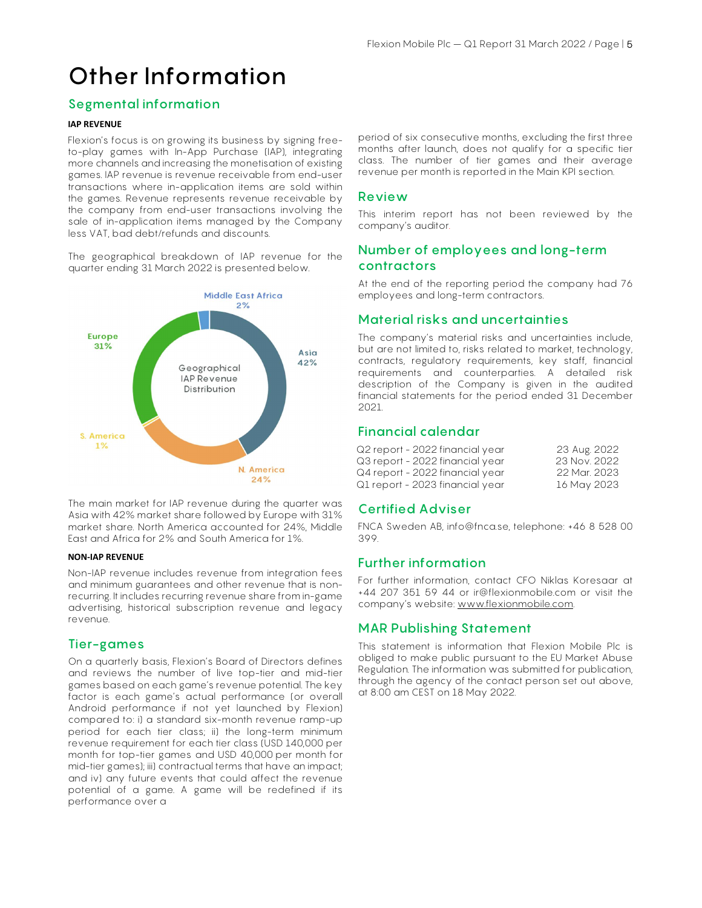# Other Information

## Segmental information

**IAP REVENUE**

Flexion's focus is on growing its business by signing free-to-play games with In-App Purchase (IAP), integrating more channels and increasing the monetisation of existing games. IAP revenue is revenue receivable from end-user transactions where in-application items are sold within the games. Revenue represents revenue receivable by the company from end-user transactions involving the sale of in-application items managed by the Company less VAT, bad debt/refunds and discounts.

The geographical breakdown of IAP revenue for the quarter ending 31 March 2022 is presented below.

Geographical IAP Revenue Distribution

| Region | Share |
|---|---|
| Asia | 42% |
| Europe | 31% |
| N. America | 24% |
| Middle East Africa | 2% |
| S. America | 1% |

The main market for IAP revenue during the quarter was Asia with 42% market share followed by Europe with 31% market share. North America accounted for 24%, Middle East and Africa for 2% and South America for 1%.

**NON-IAP REVENUE**

Non-IAP revenue includes revenue from integration fees and minimum guarantees and other revenue that is non-recurring. It includes recurring revenue share from in-game advertising, historical subscription revenue and legacy revenue.

## Tier-games

On a quarterly basis, Flexion's Board of Directors defines and reviews the number of live top-tier and mid-tier games based on each game's revenue potential. The key factor is each game's actual performance (or overall Android performance if not yet launched by Flexion) compared to: i) a standard six-month revenue ramp-up period for each tier class; ii) the long-term minimum revenue requirement for each tier class (USD 140,000 per month for top-tier games and USD 40,000 per month for mid-tier games); iii) contractual terms that have an impact; and iv) any future events that could affect the revenue potential of a game. A game will be redefined if its performance over a period of six consecutive months, excluding the first three months after launch, does not qualify for a specific tier class. The number of tier games and their average revenue per month is reported in the Main KPI section.

## Review

This interim report has not been reviewed by the company's auditor.

## Number of employees and long-term contractors

At the end of the reporting period the company had 76 employees and long-term contractors.

## Material risks and uncertainties

The company's material risks and uncertainties include, but are not limited to, risks related to market, technology, contracts, regulatory requirements, key staff, financial requirements and counterparties. A detailed risk description of the Company is given in the audited financial statements for the period ended 31 December 2021.

## Financial calendar

| | |
|---|---|
| Q2 report - 2022 financial year | 23 Aug. 2022 |
| Q3 report - 2022 financial year | 23 Nov. 2022 |
| Q4 report - 2022 financial year | 22 Mar. 2023 |
| Q1 report - 2023 financial year | 16 May 2023 |

## Certified Adviser

FNCA Sweden AB, info@fnca.se, telephone: +46 8 528 00 399.

## Further information

For further information, contact CFO Niklas Koresaar at +44 207 351 59 44 or ir@flexionmobile.com or visit the company's website: www.flexionmobile.com.

## MAR Publishing Statement

This statement is information that Flexion Mobile Plc is obliged to make public pursuant to the EU Market Abuse Regulation. The information was submitted for publication, through the agency of the contact person set out above, at 8:00 am CEST on 18 May 2022.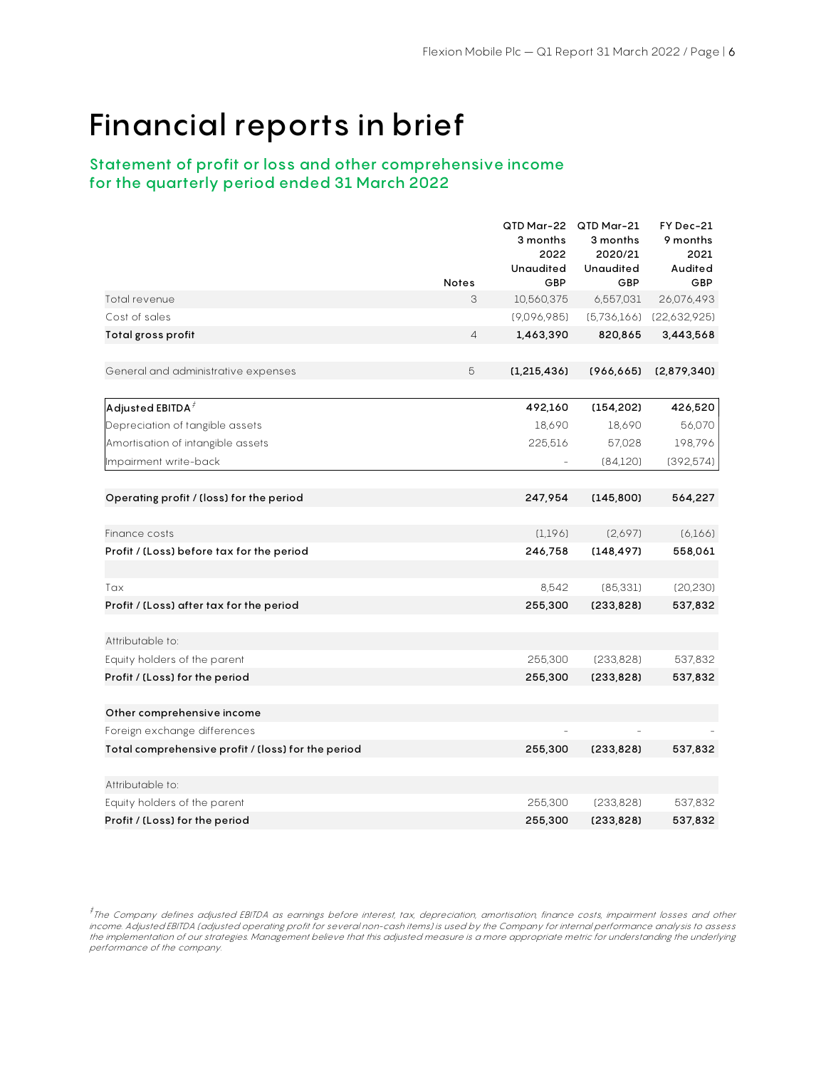# Financial reports in brief

## Statement of profit or loss and other comprehensive income for the quarterly period ended 31 March 2022

| | Notes | QTD Mar-22 3 months 2022 Unaudited GBP | QTD Mar-21 3 months 2020/21 Unaudited GBP | FY Dec-21 9 months 2021 Audited GBP |
|---|---|---|---|---|
| Total revenue | 3 | 10,560,375 | 6,557,031 | 26,076,493 |
| Cost of sales | | (9,096,985) | (5,736,166) | (22,632,925) |
| **Total gross profit** | 4 | **1,463,390** | **820,865** | **3,443,568** |
| | | | | |
| General and administrative expenses | 5 | **(1,215,436)** | **(966,665)** | **(2,879,340)** |
| | | | | |
| **Adjusted EBITDA**‡ | | **492,160** | **(154,202)** | **426,520** |
| Depreciation of tangible assets | | 18,690 | 18,690 | 56,070 |
| Amortisation of intangible assets | | 225,516 | 57,028 | 198,796 |
| Impairment write-back | | - | (84,120) | (392,574) |
| | | | | |
| **Operating profit / (loss) for the period** | | **247,954** | **(145,800)** | **564,227** |
| | | | | |
| Finance costs | | (1,196) | (2,697) | (6,166) |
| **Profit / (Loss) before tax for the period** | | **246,758** | **(148,497)** | **558,061** |
| | | | | |
| Tax | | 8,542 | (85,331) | (20,230) |
| **Profit / (Loss) after tax for the period** | | **255,300** | **(233,828)** | **537,832** |
| | | | | |
| Attributable to: | | | | |
| Equity holders of the parent | | 255,300 | (233,828) | 537,832 |
| **Profit / (Loss) for the period** | | **255,300** | **(233,828)** | **537,832** |
| | | | | |
| **Other comprehensive income** | | | | |
| Foreign exchange differences | | - | - | - |
| **Total comprehensive profit / (loss) for the period** | | **255,300** | **(233,828)** | **537,832** |
| | | | | |
| Attributable to: | | | | |
| Equity holders of the parent | | 255,300 | (233,828) | 537,832 |
| **Profit / (Loss) for the period** | | **255,300** | **(233,828)** | **537,832** |

*‡The Company defines adjusted EBITDA as earnings before interest, tax, depreciation, amortisation, finance costs, impairment losses and other income. Adjusted EBITDA (adjusted operating profit for several non-cash items) is used by the Company for internal performance analysis to assess the implementation of our strategies. Management believe that this adjusted measure is a more appropriate metric for understanding the underlying performance of the company.*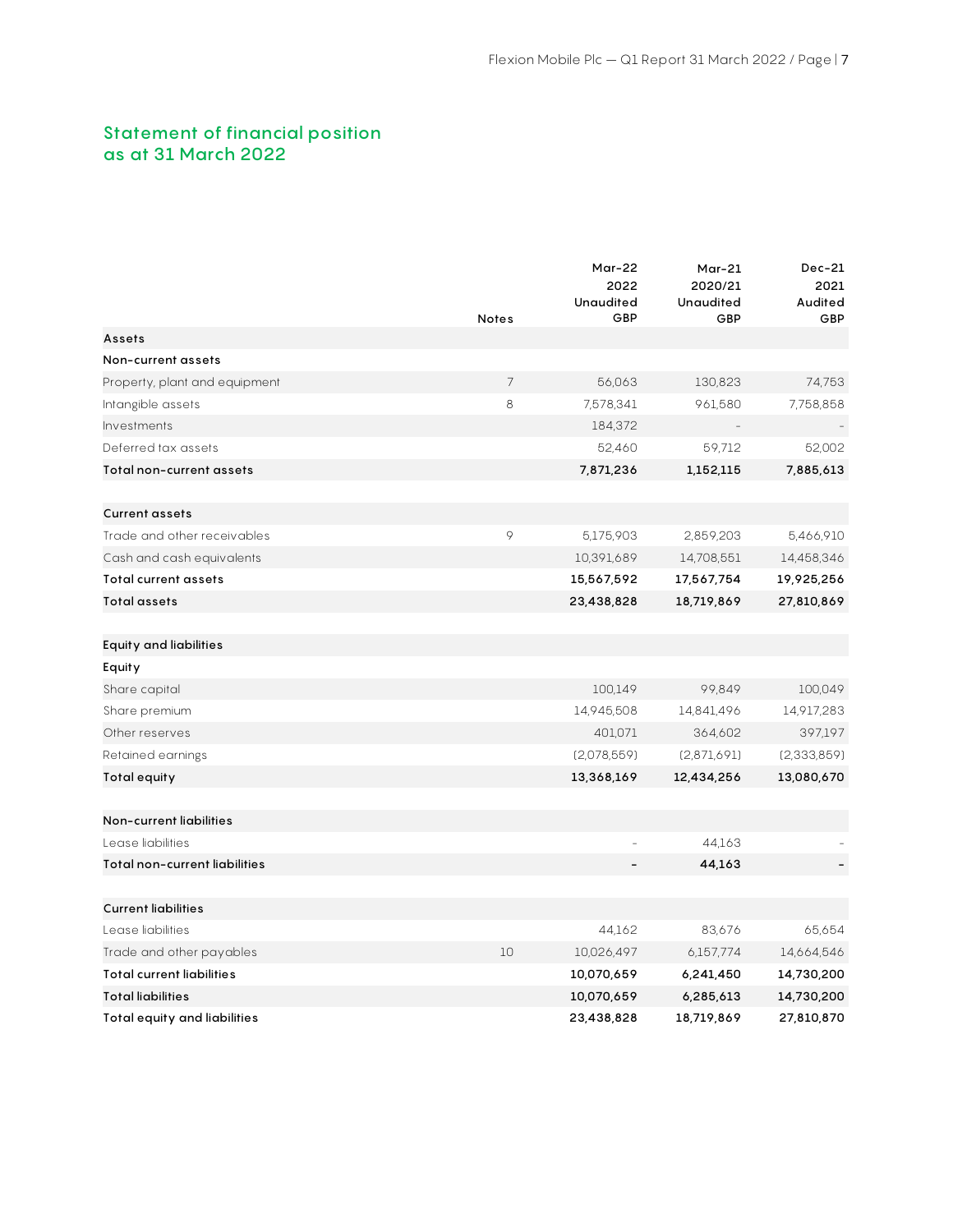## Statement of financial position as at 31 March 2022

| | Notes | Mar-22 2022 Unaudited GBP | Mar-21 2020/21 Unaudited GBP | Dec-21 2021 Audited GBP |
|---|---|---|---|---|
| **Assets** | | | | |
| **Non-current assets** | | | | |
| Property, plant and equipment | 7 | 56,063 | 130,823 | 74,753 |
| Intangible assets | 8 | 7,578,341 | 961,580 | 7,758,858 |
| Investments | | 184,372 | - | - |
| Deferred tax assets | | 52,460 | 59,712 | 52,002 |
| **Total non-current assets** | | **7,871,236** | **1,152,115** | **7,885,613** |
| | | | | |
| **Current assets** | | | | |
| Trade and other receivables | 9 | 5,175,903 | 2,859,203 | 5,466,910 |
| Cash and cash equivalents | | 10,391,689 | 14,708,551 | 14,458,346 |
| **Total current assets** | | **15,567,592** | **17,567,754** | **19,925,256** |
| **Total assets** | | **23,438,828** | **18,719,869** | **27,810,869** |
| | | | | |
| **Equity and liabilities** | | | | |
| **Equity** | | | | |
| Share capital | | 100,149 | 99,849 | 100,049 |
| Share premium | | 14,945,508 | 14,841,496 | 14,917,283 |
| Other reserves | | 401,071 | 364,602 | 397,197 |
| Retained earnings | | (2,078,559) | (2,871,691) | (2,333,859) |
| **Total equity** | | **13,368,169** | **12,434,256** | **13,080,670** |
| | | | | |
| **Non-current liabilities** | | | | |
| Lease liabilities | | - | 44,163 | - |
| **Total non-current liabilities** | | **-** | **44,163** | **-** |
| | | | | |
| **Current liabilities** | | | | |
| Lease liabilities | | 44,162 | 83,676 | 65,654 |
| Trade and other payables | 10 | 10,026,497 | 6,157,774 | 14,664,546 |
| **Total current liabilities** | | **10,070,659** | **6,241,450** | **14,730,200** |
| **Total liabilities** | | **10,070,659** | **6,285,613** | **14,730,200** |
| **Total equity and liabilities** | | **23,438,828** | **18,719,869** | **27,810,870** |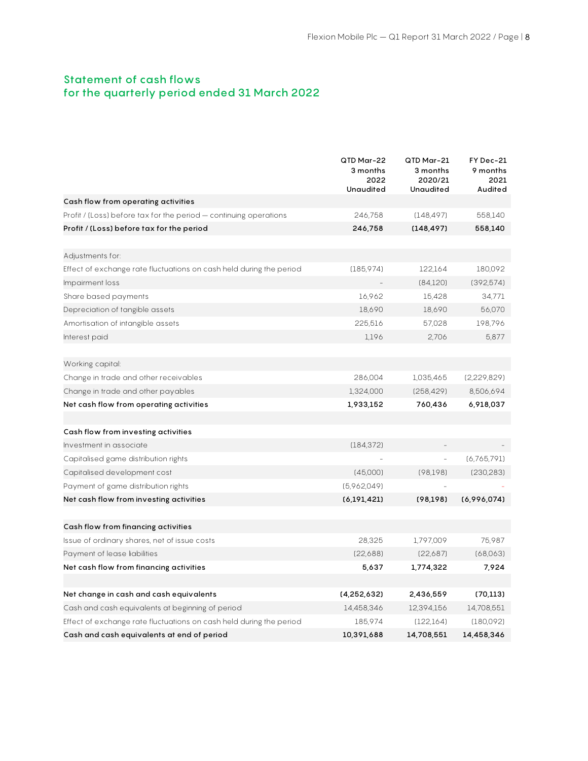## Statement of cash flows for the quarterly period ended 31 March 2022

| | QTD Mar-22 3 months 2022 Unaudited | QTD Mar-21 3 months 2020/21 Unaudited | FY Dec-21 9 months 2021 Audited |
|---|---|---|---|
| **Cash flow from operating activities** | | | |
| Profit / (Loss) before tax for the period — continuing operations | 246,758 | (148,497) | 558,140 |
| **Profit / (Loss) before tax for the period** | **246,758** | **(148,497)** | **558,140** |
| | | | |
| Adjustments for: | | | |
| Effect of exchange rate fluctuations on cash held during the period | (185,974) | 122,164 | 180,092 |
| Impairment loss | - | (84,120) | (392,574) |
| Share based payments | 16,962 | 15,428 | 34,771 |
| Depreciation of tangible assets | 18,690 | 18,690 | 56,070 |
| Amortisation of intangible assets | 225,516 | 57,028 | 198,796 |
| Interest paid | 1,196 | 2,706 | 5,877 |
| | | | |
| Working capital: | | | |
| Change in trade and other receivables | 286,004 | 1,035,465 | (2,229,829) |
| Change in trade and other payables | 1,324,000 | (258,429) | 8,506,694 |
| **Net cash flow from operating activities** | **1,933,152** | **760,436** | **6,918,037** |
| | | | |
| **Cash flow from investing activities** | | | |
| Investment in associate | (184,372) | - | - |
| Capitalised game distribution rights | - | - | (6,765,791) |
| Capitalised development cost | (45,000) | (98,198) | (230,283) |
| Payment of game distribution rights | (5,962,049) | - | - |
| **Net cash flow from investing activities** | **(6,191,421)** | **(98,198)** | **(6,996,074)** |
| | | | |
| **Cash flow from financing activities** | | | |
| Issue of ordinary shares, net of issue costs | 28,325 | 1,797,009 | 75,987 |
| Payment of lease liabilities | (22,688) | (22,687) | (68,063) |
| **Net cash flow from financing activities** | **5,637** | **1,774,322** | **7,924** |
| | | | |
| **Net change in cash and cash equivalents** | **(4,252,632)** | **2,436,559** | **(70,113)** |
| Cash and cash equivalents at beginning of period | 14,458,346 | 12,394,156 | 14,708,551 |
| Effect of exchange rate fluctuations on cash held during the period | 185,974 | (122,164) | (180,092) |
| **Cash and cash equivalents at end of period** | **10,391,688** | **14,708,551** | **14,458,346** |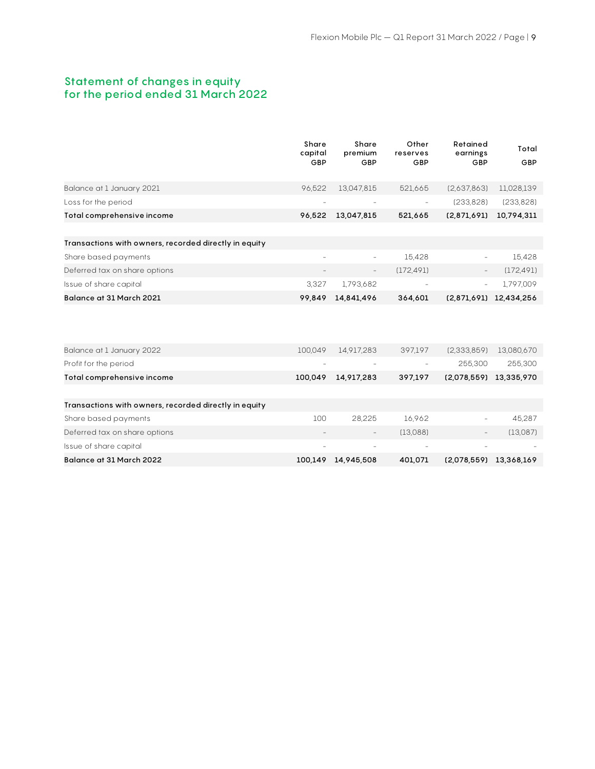## Statement of changes in equity
## for the period ended 31 March 2022

| | Share capital GBP | Share premium GBP | Other reserves GBP | Retained earnings GBP | Total GBP |
|---|---|---|---|---|---|
| Balance at 1 January 2021 | 96,522 | 13,047,815 | 521,665 | (2,637,863) | 11,028,139 |
| Loss for the period | - | - | - | (233,828) | (233,828) |
| **Total comprehensive income** | **96,522** | **13,047,815** | **521,665** | **(2,871,691)** | **10,794,311** |
| | | | | | |
| **Transactions with owners, recorded directly in equity** | | | | | |
| Share based payments | - | - | 15,428 | - | 15,428 |
| Deferred tax on share options | - | - | (172,491) | - | (172,491) |
| Issue of share capital | 3,327 | 1,793,682 | - | - | 1,797,009 |
| **Balance at 31 March 2021** | **99,849** | **14,841,496** | **364,601** | **(2,871,691)** | **12,434,256** |

| | Share capital GBP | Share premium GBP | Other reserves GBP | Retained earnings GBP | Total GBP |
|---|---|---|---|---|---|
| Balance at 1 January 2022 | 100,049 | 14,917,283 | 397,197 | (2,333,859) | 13,080,670 |
| Profit for the period | - | - | - | 255,300 | 255,300 |
| **Total comprehensive income** | **100,049** | **14,917,283** | **397,197** | **(2,078,559)** | **13,335,970** |
| | | | | | |
| **Transactions with owners, recorded directly in equity** | | | | | |
| Share based payments | 100 | 28,225 | 16,962 | - | 45,287 |
| Deferred tax on share options | - | - | (13,088) | - | (13,087) |
| Issue of share capital | - | - | - | - | - |
| **Balance at 31 March 2022** | **100,149** | **14,945,508** | **401,071** | **(2,078,559)** | **13,368,169** |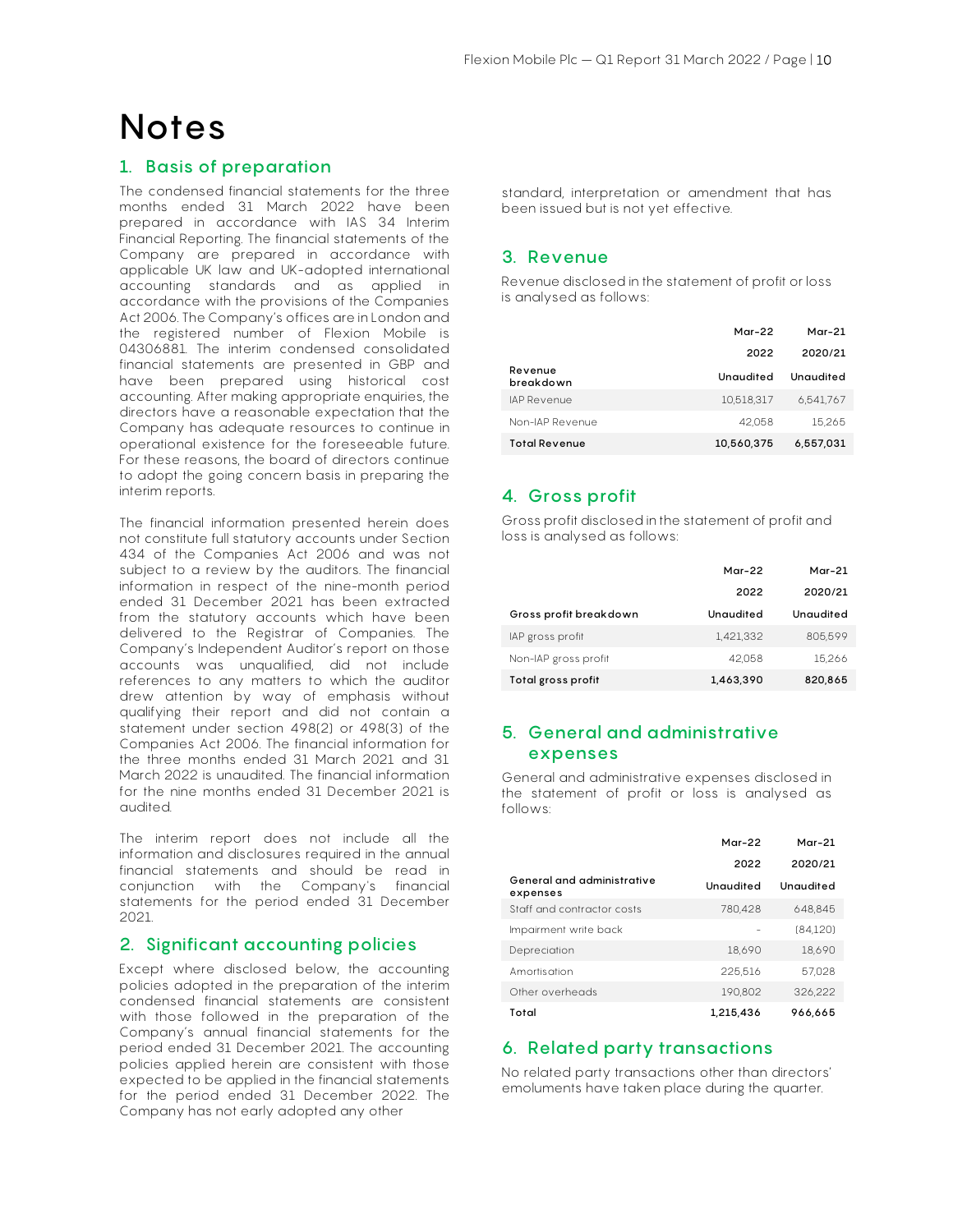# Notes

## 1. Basis of preparation

The condensed financial statements for the three months ended 31 March 2022 have been prepared in accordance with IAS 34 Interim Financial Reporting. The financial statements of the Company are prepared in accordance with applicable UK law and UK-adopted international accounting standards and as applied in accordance with the provisions of the Companies Act 2006. The Company's offices are in London and the registered number of Flexion Mobile is 04306881. The interim condensed consolidated financial statements are presented in GBP and have been prepared using historical cost accounting. After making appropriate enquiries, the directors have a reasonable expectation that the Company has adequate resources to continue in operational existence for the foreseeable future. For these reasons, the board of directors continue to adopt the going concern basis in preparing the interim reports.

The financial information presented herein does not constitute full statutory accounts under Section 434 of the Companies Act 2006 and was not subject to a review by the auditors. The financial information in respect of the nine-month period ended 31 December 2021 has been extracted from the statutory accounts which have been delivered to the Registrar of Companies. The Company's Independent Auditor's report on those accounts was unqualified, did not include references to any matters to which the auditor drew attention by way of emphasis without qualifying their report and did not contain a statement under section 498(2) or 498(3) of the Companies Act 2006. The financial information for the three months ended 31 March 2021 and 31 March 2022 is unaudited. The financial information for the nine months ended 31 December 2021 is audited.

The interim report does not include all the information and disclosures required in the annual financial statements and should be read in conjunction with the Company's financial statements for the period ended 31 December 2021.

## 2. Significant accounting policies

Except where disclosed below, the accounting policies adopted in the preparation of the interim condensed financial statements are consistent with those followed in the preparation of the Company's annual financial statements for the period ended 31 December 2021. The accounting policies applied herein are consistent with those expected to be applied in the financial statements for the period ended 31 December 2022. The Company has not early adopted any other standard, interpretation or amendment that has been issued but is not yet effective.

## 3. Revenue

Revenue disclosed in the statement of profit or loss is analysed as follows:

| | Mar-22 | Mar-21 |
|---|---|---|
| | 2022 | 2020/21 |
| **Revenue breakdown** | **Unaudited** | **Unaudited** |
| IAP Revenue | 10,518,317 | 6,541,767 |
| Non-IAP Revenue | 42,058 | 15,265 |
| **Total Revenue** | **10,560,375** | **6,557,031** |

## 4. Gross profit

Gross profit disclosed in the statement of profit and loss is analysed as follows:

| | Mar-22 | Mar-21 |
|---|---|---|
| | 2022 | 2020/21 |
| **Gross profit breakdown** | **Unaudited** | **Unaudited** |
| IAP gross profit | 1,421,332 | 805,599 |
| Non-IAP gross profit | 42,058 | 15,266 |
| **Total gross profit** | **1,463,390** | **820,865** |

## 5. General and administrative expenses

General and administrative expenses disclosed in the statement of profit or loss is analysed as follows:

| | Mar-22 | Mar-21 |
|---|---|---|
| | 2022 | 2020/21 |
| **General and administrative expenses** | **Unaudited** | **Unaudited** |
| Staff and contractor costs | 780,428 | 648,845 |
| Impairment write back | - | (84,120) |
| Depreciation | 18,690 | 18,690 |
| Amortisation | 225,516 | 57,028 |
| Other overheads | 190,802 | 326,222 |
| **Total** | **1,215,436** | **966,665** |

## 6. Related party transactions

No related party transactions other than directors' emoluments have taken place during the quarter.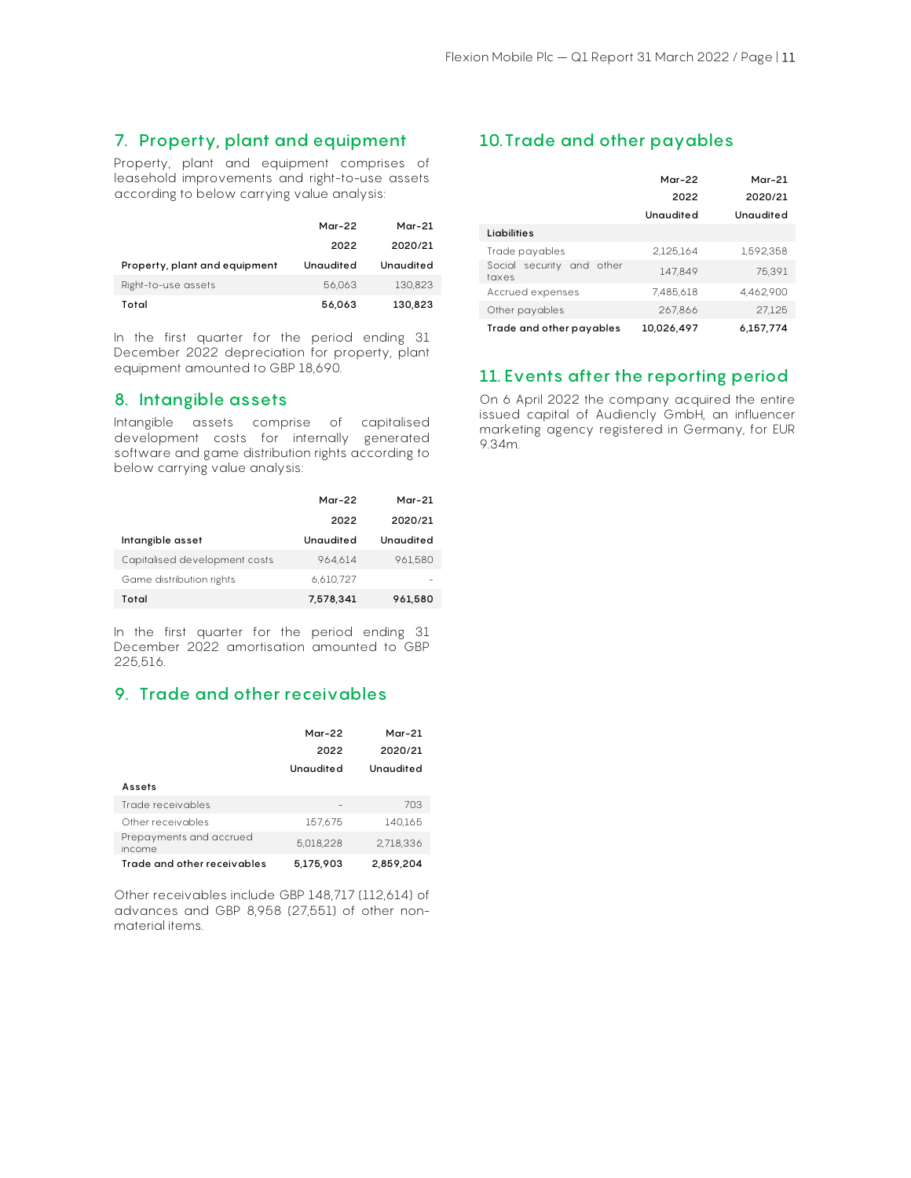## 7. Property, plant and equipment

Property, plant and equipment comprises of leasehold improvements and right-to-use assets according to below carrying value analysis:

| | Mar-22 | Mar-21 |
|---|---|---|
| | 2022 | 2020/21 |
| **Property, plant and equipment** | **Unaudited** | **Unaudited** |
| Right-to-use assets | 56,063 | 130,823 |
| **Total** | **56,063** | **130,823** |

In the first quarter for the period ending 31 December 2022 depreciation for property, plant equipment amounted to GBP 18,690.

## 8. Intangible assets

Intangible assets comprise of capitalised development costs for internally generated software and game distribution rights according to below carrying value analysis:

| | Mar-22 | Mar-21 |
|---|---|---|
| | 2022 | 2020/21 |
| **Intangible asset** | **Unaudited** | **Unaudited** |
| Capitalised development costs | 964,614 | 961,580 |
| Game distribution rights | 6,610,727 | - |
| **Total** | **7,578,341** | **961,580** |

In the first quarter for the period ending 31 December 2022 amortisation amounted to GBP 225,516.

## 9. Trade and other receivables

| | Mar-22 | Mar-21 |
|---|---|---|
| | 2022 | 2020/21 |
| | **Unaudited** | **Unaudited** |
| **Assets** | | |
| Trade receivables | - | 703 |
| Other receivables | 157,675 | 140,165 |
| Prepayments and accrued income | 5,018,228 | 2,718,336 |
| **Trade and other receivables** | **5,175,903** | **2,859,204** |

Other receivables include GBP 148,717 (112,614) of advances and GBP 8,958 (27,551) of other non-material items.

## 10. Trade and other payables

| | Mar-22 | Mar-21 |
|---|---|---|
| | 2022 | 2020/21 |
| | **Unaudited** | **Unaudited** |
| **Liabilities** | | |
| Trade payables | 2,125,164 | 1,592,358 |
| Social security and other taxes | 147,849 | 75,391 |
| Accrued expenses | 7,485,618 | 4,462,900 |
| Other payables | 267,866 | 27,125 |
| **Trade and other payables** | **10,026,497** | **6,157,774** |

## 11. Events after the reporting period

On 6 April 2022 the company acquired the entire issued capital of Audiencly GmbH, an influencer marketing agency registered in Germany, for EUR 9.34m.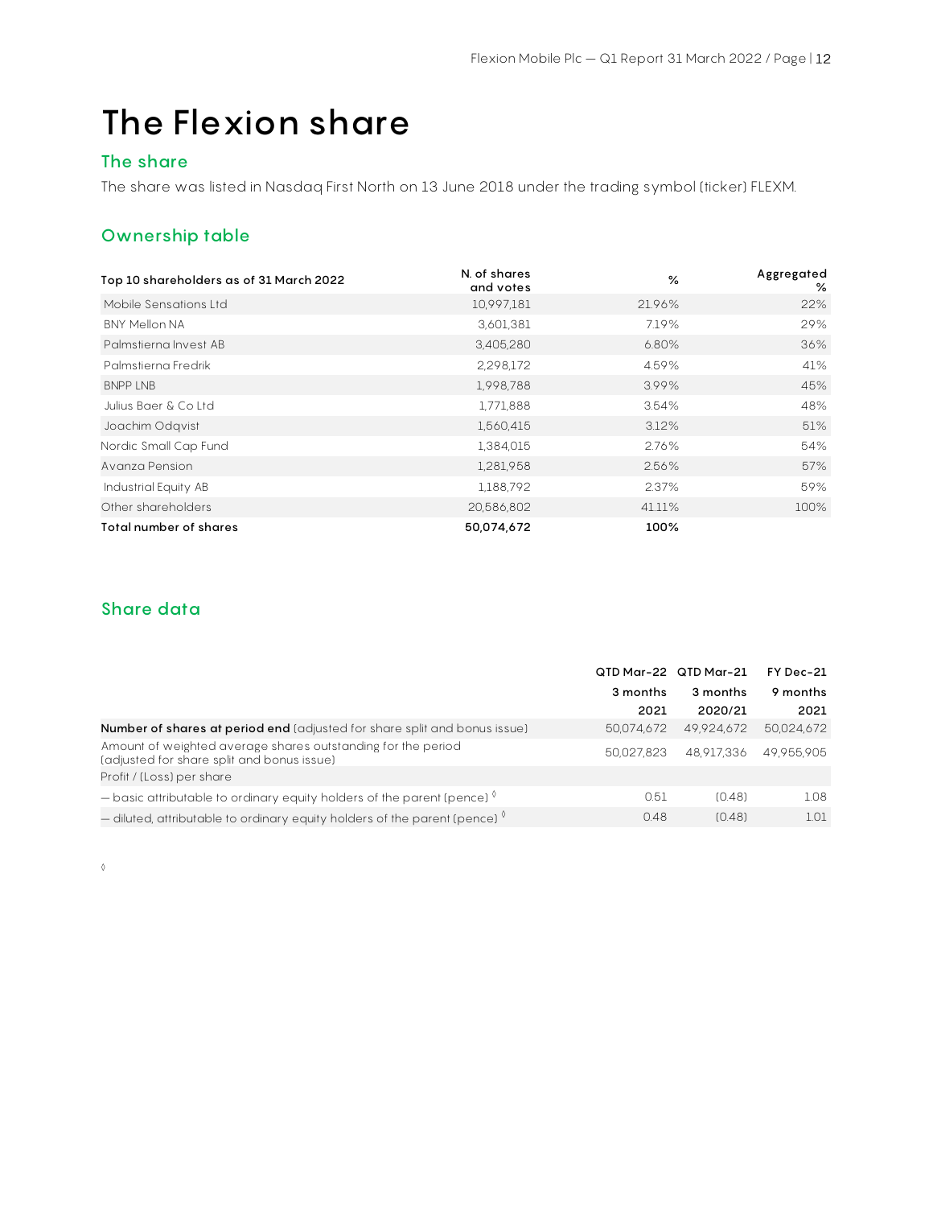# The Flexion share

## The share

The share was listed in Nasdaq First North on 13 June 2018 under the trading symbol (ticker) FLEXM.

## Ownership table

| Top 10 shareholders as of 31 March 2022 | N. of shares and votes | % | Aggregated % |
|---|---|---|---|
| Mobile Sensations Ltd | 10,997,181 | 21.96% | 22% |
| BNY Mellon NA | 3,601,381 | 7.19% | 29% |
| Palmstierna Invest AB | 3,405,280 | 6.80% | 36% |
| Palmstierna Fredrik | 2,298,172 | 4.59% | 41% |
| BNPP LNB | 1,998,788 | 3.99% | 45% |
| Julius Baer & Co Ltd | 1,771,888 | 3.54% | 48% |
| Joachim Odqvist | 1,560,415 | 3.12% | 51% |
| Nordic Small Cap Fund | 1,384,015 | 2.76% | 54% |
| Avanza Pension | 1,281,958 | 2.56% | 57% |
| Industrial Equity AB | 1,188,792 | 2.37% | 59% |
| Other shareholders | 20,586,802 | 41.11% | 100% |
| **Total number of shares** | **50,074,672** | **100%** | |

## Share data

| | QTD Mar-22 3 months 2021 | QTD Mar-21 3 months 2020/21 | FY Dec-21 9 months 2021 |
|---|---|---|---|
| **Number of shares at period end** (adjusted for share split and bonus issue) | 50,074,672 | 49,924,672 | 50,024,672 |
| Amount of weighted average shares outstanding for the period (adjusted for share split and bonus issue) | 50,027,823 | 48,917,336 | 49,955,905 |
| Profit / (Loss) per share | | | |
| – basic attributable to ordinary equity holders of the parent (pence) ◊ | 0.51 | (0.48) | 1.08 |
| – diluted, attributable to ordinary equity holders of the parent (pence) ◊ | 0.48 | (0.48) | 1.01 |

◊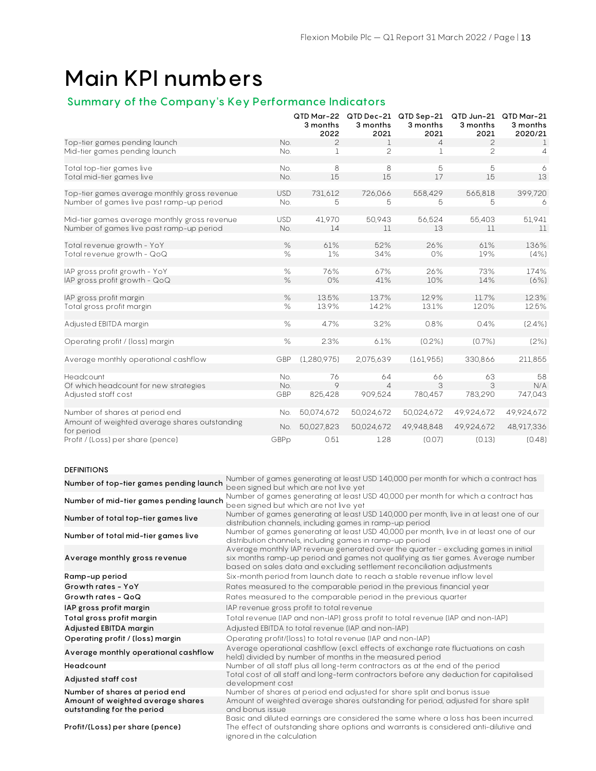# Main KPI numbers

## Summary of the Company's Key Performance Indicators

| | | QTD Mar-22 3 months 2022 | QTD Dec-21 3 months 2021 | QTD Sep-21 3 months 2021 | QTD Jun-21 3 months 2021 | QTD Mar-21 3 months 2020/21 |
|---|---|---|---|---|---|---|
| Top-tier games pending launch | No. | 2 | 1 | 4 | 2 | 1 |
| Mid-tier games pending launch | No. | 1 | 2 | 1 | 2 | 4 |
| | | | | | | |
| Total top-tier games live | No. | 8 | 8 | 5 | 5 | 6 |
| Total mid-tier games live | No. | 15 | 15 | 17 | 15 | 13 |
| | | | | | | |
| Top-tier games average monthly gross revenue | USD | 731,612 | 726,066 | 558,429 | 565,818 | 399,720 |
| Number of games live past ramp-up period | No. | 5 | 5 | 5 | 5 | 6 |
| | | | | | | |
| Mid-tier games average monthly gross revenue | USD | 41,970 | 50,943 | 56,524 | 55,403 | 51,941 |
| Number of games live past ramp-up period | No. | 14 | 11 | 13 | 11 | 11 |
| | | | | | | |
| Total revenue growth - YoY | % | 61% | 52% | 26% | 61% | 136% |
| Total revenue growth - QoQ | % | 1% | 34% | 0% | 19% | (4%) |
| | | | | | | |
| IAP gross profit growth - YoY | % | 76% | 67% | 26% | 73% | 174% |
| IAP gross profit growth - QoQ | % | 0% | 41% | 10% | 14% | (6%) |
| | | | | | | |
| IAP gross profit margin | % | 13.5% | 13.7% | 12.9% | 11.7% | 12.3% |
| Total gross profit margin | % | 13.9% | 14.2% | 13.1% | 12.0% | 12.5% |
| | | | | | | |
| Adjusted EBITDA margin | % | 4.7% | 3.2% | 0.8% | 0.4% | (2.4%) |
| | | | | | | |
| Operating profit / (loss) margin | % | 2.3% | 6.1% | (0.2%) | (0.7%) | (2%) |
| | | | | | | |
| Average monthly operational cashflow | GBP | (1,280,975) | 2,075,639 | (161,955) | 330,866 | 211,855 |
| | | | | | | |
| Headcount | No. | 76 | 64 | 66 | 63 | 58 |
| Of which headcount for new strategies | No. | 9 | 4 | 3 | 3 | N/A |
| Adjusted staff cost | GBP | 825,428 | 909,524 | 780,457 | 783,290 | 747,043 |
| | | | | | | |
| Number of shares at period end | No. | 50,074,672 | 50,024,672 | 50,024,672 | 49,924,672 | 49,924,672 |
| Amount of weighted average shares outstanding for period | No. | 50,027,823 | 50,024,672 | 49,948,848 | 49,924,672 | 48,917,336 |
| Profit / (Loss) per share (pence) | GBPp | 0.51 | 1.28 | (0.07) | (0.13) | (0.48) |

**DEFINITIONS**

| | |
|---|---|
| **Number of top-tier games pending launch** | Number of games generating at least USD 140,000 per month for which a contract has been signed but which are not live yet |
| **Number of mid-tier games pending launch** | Number of games generating at least USD 40,000 per month for which a contract has been signed but which are not live yet |
| **Number of total top-tier games live** | Number of games generating at least USD 140,000 per month, live in at least one of our distribution channels, including games in ramp-up period |
| **Number of total mid-tier games live** | Number of games generating at least USD 40,000 per month, live in at least one of our distribution channels, including games in ramp-up period |
| **Average monthly gross revenue** | Average monthly IAP revenue generated over the quarter - excluding games in initial six months ramp-up period and games not qualifying as tier games. Average number based on sales data and excluding settlement reconciliation adjustments |
| **Ramp-up period** | Six-month period from launch date to reach a stable revenue inflow level |
| **Growth rates - YoY** | Rates measured to the comparable period in the previous financial year |
| **Growth rates - QoQ** | Rates measured to the comparable period in the previous quarter |
| **IAP gross profit margin** | IAP revenue gross profit to total revenue |
| **Total gross profit margin** | Total revenue (IAP and non-IAP) gross profit to total revenue (IAP and non-IAP) |
| **Adjusted EBITDA margin** | Adjusted EBITDA to total revenue (IAP and non-IAP) |
| **Operating profit / (loss) margin** | Operating profit/(loss) to total revenue (IAP and non-IAP) |
| **Average monthly operational cashflow** | Average operational cashflow (excl. effects of exchange rate fluctuations on cash held) divided by number of months in the measured period |
| **Headcount** | Number of all staff plus all long-term contractors as at the end of the period |
| **Adjusted staff cost** | Total cost of all staff and long-term contractors before any deduction for capitalised development cost |
| **Number of shares at period end** | Number of shares at period end adjusted for share split and bonus issue |
| **Amount of weighted average shares outstanding for the period** | Amount of weighted average shares outstanding for period, adjusted for share split and bonus issue |
| **Profit/(Loss) per share (pence)** | Basic and diluted earnings are considered the same where a loss has been incurred. The effect of outstanding share options and warrants is considered anti-dilutive and ignored in the calculation |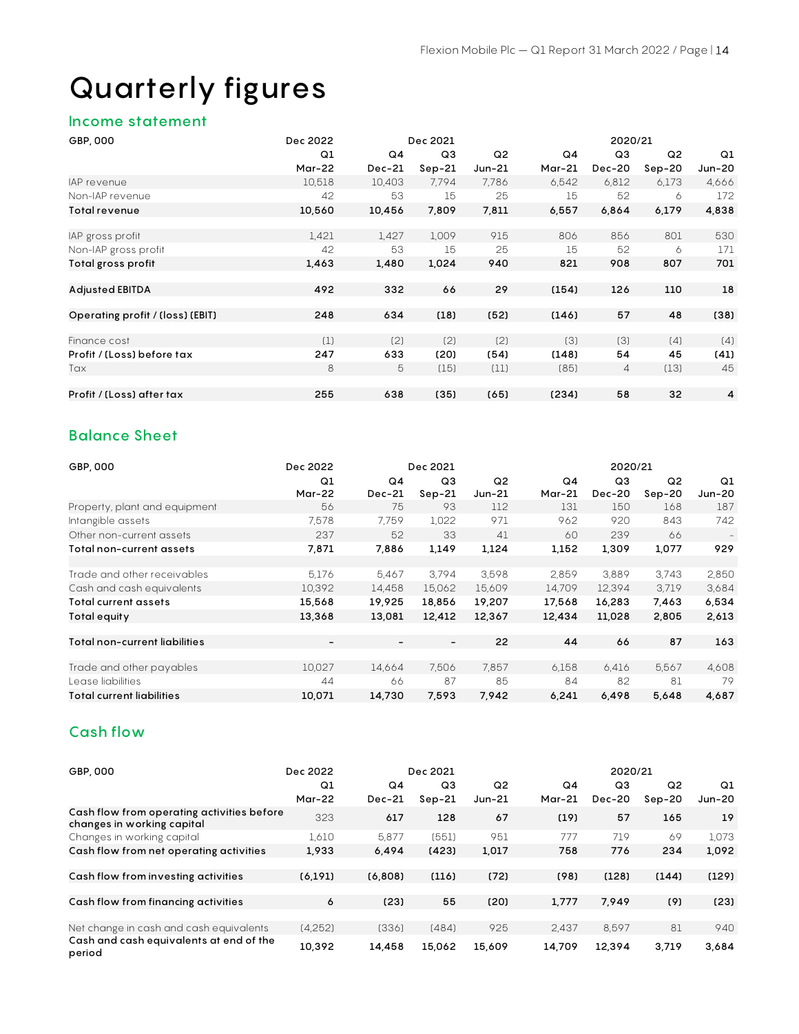# Quarterly figures

## Income statement

| GBP, 000 | Dec 2022 | Dec 2021 | | | 2020/21 | | | |
|---|---|---|---|---|---|---|---|---|
| | Q1 | Q4 | Q3 | Q2 | Q4 | Q3 | Q2 | Q1 |
| | Mar-22 | Dec-21 | Sep-21 | Jun-21 | Mar-21 | Dec-20 | Sep-20 | Jun-20 |
| IAP revenue | 10,518 | 10,403 | 7,794 | 7,786 | 6,542 | 6,812 | 6,173 | 4,666 |
| Non-IAP revenue | 42 | 53 | 15 | 25 | 15 | 52 | 6 | 172 |
| **Total revenue** | **10,560** | **10,456** | **7,809** | **7,811** | **6,557** | **6,864** | **6,179** | **4,838** |
| IAP gross profit | 1,421 | 1,427 | 1,009 | 915 | 806 | 856 | 801 | 530 |
| Non-IAP gross profit | 42 | 53 | 15 | 25 | 15 | 52 | 6 | 171 |
| **Total gross profit** | **1,463** | **1,480** | **1,024** | **940** | **821** | **908** | **807** | **701** |
| **Adjusted EBITDA** | **492** | **332** | **66** | **29** | **(154)** | **126** | **110** | **18** |
| **Operating profit / (loss) (EBIT)** | **248** | **634** | **(18)** | **(52)** | **(146)** | **57** | **48** | **(38)** |
| Finance cost | (1) | (2) | (2) | (2) | (3) | (3) | (4) | (4) |
| **Profit / (Loss) before tax** | **247** | **633** | **(20)** | **(54)** | **(148)** | **54** | **45** | **(41)** |
| Tax | 8 | 5 | (15) | (11) | (85) | 4 | (13) | 45 |
| **Profit / (Loss) after tax** | **255** | **638** | **(35)** | **(65)** | **(234)** | **58** | **32** | **4** |

## Balance Sheet

| GBP, 000 | Dec 2022 | Dec 2021 | | | 2020/21 | | | |
|---|---|---|---|---|---|---|---|---|
| | Q1 | Q4 | Q3 | Q2 | Q4 | Q3 | Q2 | Q1 |
| | Mar-22 | Dec-21 | Sep-21 | Jun-21 | Mar-21 | Dec-20 | Sep-20 | Jun-20 |
| Property, plant and equipment | 56 | 75 | 93 | 112 | 131 | 150 | 168 | 187 |
| Intangible assets | 7,578 | 7,759 | 1,022 | 971 | 962 | 920 | 843 | 742 |
| Other non-current assets | 237 | 52 | 33 | 41 | 60 | 239 | 66 | - |
| **Total non-current assets** | **7,871** | **7,886** | **1,149** | **1,124** | **1,152** | **1,309** | **1,077** | **929** |
| Trade and other receivables | 5,176 | 5,467 | 3,794 | 3,598 | 2,859 | 3,889 | 3,743 | 2,850 |
| Cash and cash equivalents | 10,392 | 14,458 | 15,062 | 15,609 | 14,709 | 12,394 | 3,719 | 3,684 |
| **Total current assets** | **15,568** | **19,925** | **18,856** | **19,207** | **17,568** | **16,283** | **7,463** | **6,534** |
| **Total equity** | **13,368** | **13,081** | **12,412** | **12,367** | **12,434** | **11,028** | **2,805** | **2,613** |
| **Total non-current liabilities** | **-** | **-** | **-** | **22** | **44** | **66** | **87** | **163** |
| Trade and other payables | 10,027 | 14,664 | 7,506 | 7,857 | 6,158 | 6,416 | 5,567 | 4,608 |
| Lease liabilities | 44 | 66 | 87 | 85 | 84 | 82 | 81 | 79 |
| **Total current liabilities** | **10,071** | **14,730** | **7,593** | **7,942** | **6,241** | **6,498** | **5,648** | **4,687** |

## Cash flow

| GBP, 000 | Dec 2022 | Dec 2021 | | | 2020/21 | | | |
|---|---|---|---|---|---|---|---|---|
| | Q1 | Q4 | Q3 | Q2 | Q4 | Q3 | Q2 | Q1 |
| | Mar-22 | Dec-21 | Sep-21 | Jun-21 | Mar-21 | Dec-20 | Sep-20 | Jun-20 |
| **Cash flow from operating activities before changes in working capital** | 323 | **617** | **128** | **67** | **(19)** | **57** | **165** | **19** |
| Changes in working capital | 1,610 | 5,877 | (551) | 951 | 777 | 719 | 69 | 1,073 |
| **Cash flow from net operating activities** | **1,933** | **6,494** | **(423)** | **1,017** | **758** | **776** | **234** | **1,092** |
| **Cash flow from investing activities** | **(6,191)** | **(6,808)** | **(116)** | **(72)** | **(98)** | **(128)** | **(144)** | **(129)** |
| **Cash flow from financing activities** | **6** | **(23)** | **55** | **(20)** | **1,777** | **7,949** | **(9)** | **(23)** |
| Net change in cash and cash equivalents | (4,252) | (336) | (484) | 925 | 2,437 | 8,597 | 81 | 940 |
| **Cash and cash equivalents at end of the period** | **10,392** | **14,458** | **15,062** | **15,609** | **14,709** | **12,394** | **3,719** | **3,684** |